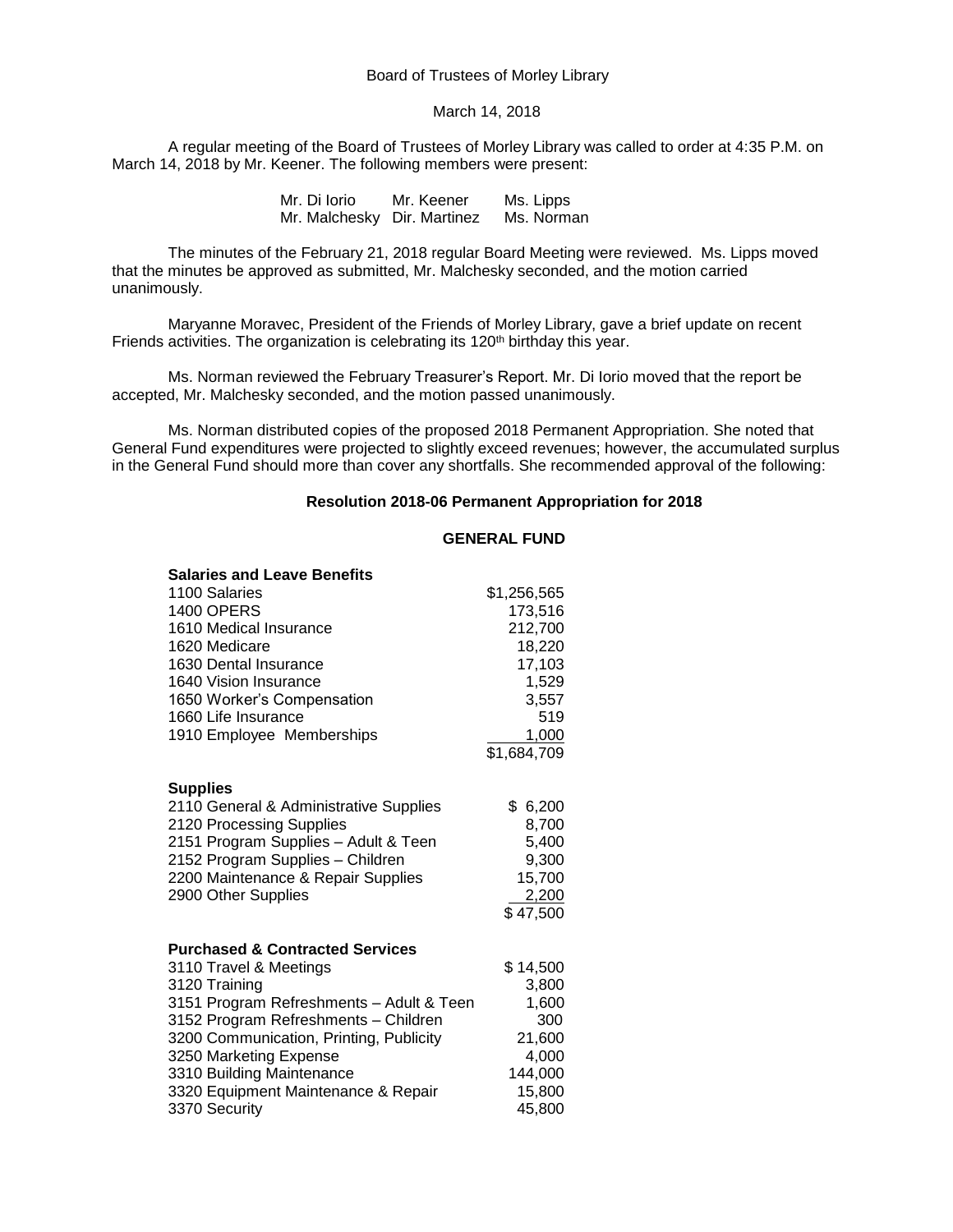Board of Trustees of Morley Library

March 14, 2018

A regular meeting of the Board of Trustees of Morley Library was called to order at 4:35 P.M. on March 14, 2018 by Mr. Keener. The following members were present:

| | | |
|---|---|---|
| Mr. Di Iorio | Mr. Keener | Ms. Lipps |
| Mr. Malchesky | Dir. Martinez | Ms. Norman |

The minutes of the February 21, 2018 regular Board Meeting were reviewed. Ms. Lipps moved that the minutes be approved as submitted, Mr. Malchesky seconded, and the motion carried unanimously.

Maryanne Moravec, President of the Friends of Morley Library, gave a brief update on recent Friends activities. The organization is celebrating its 120th birthday this year.

Ms. Norman reviewed the February Treasurer's Report. Mr. Di Iorio moved that the report be accepted, Mr. Malchesky seconded, and the motion passed unanimously.

Ms. Norman distributed copies of the proposed 2018 Permanent Appropriation. She noted that General Fund expenditures were projected to slightly exceed revenues; however, the accumulated surplus in the General Fund should more than cover any shortfalls. She recommended approval of the following:

**Resolution 2018-06 Permanent Appropriation for 2018**

**GENERAL FUND**

| **Salaries and Leave Benefits** | |
|---|---|
| 1100 Salaries | $1,256,565 |
| 1400 OPERS | 173,516 |
| 1610 Medical Insurance | 212,700 |
| 1620 Medicare | 18,220 |
| 1630 Dental Insurance | 17,103 |
| 1640 Vision Insurance | 1,529 |
| 1650 Worker's Compensation | 3,557 |
| 1660 Life Insurance | 519 |
| 1910 Employee Memberships | 1,000 |
| | $1,684,709 |

| **Supplies** | |
|---|---|
| 2110 General & Administrative Supplies | $ 6,200 |
| 2120 Processing Supplies | 8,700 |
| 2151 Program Supplies – Adult & Teen | 5,400 |
| 2152 Program Supplies – Children | 9,300 |
| 2200 Maintenance & Repair Supplies | 15,700 |
| 2900 Other Supplies | 2,200 |
| | $ 47,500 |

| **Purchased & Contracted Services** | |
|---|---|
| 3110 Travel & Meetings | $ 14,500 |
| 3120 Training | 3,800 |
| 3151 Program Refreshments – Adult & Teen | 1,600 |
| 3152 Program Refreshments – Children | 300 |
| 3200 Communication, Printing, Publicity | 21,600 |
| 3250 Marketing Expense | 4,000 |
| 3310 Building Maintenance | 144,000 |
| 3320 Equipment Maintenance & Repair | 15,800 |
| 3370 Security | 45,800 |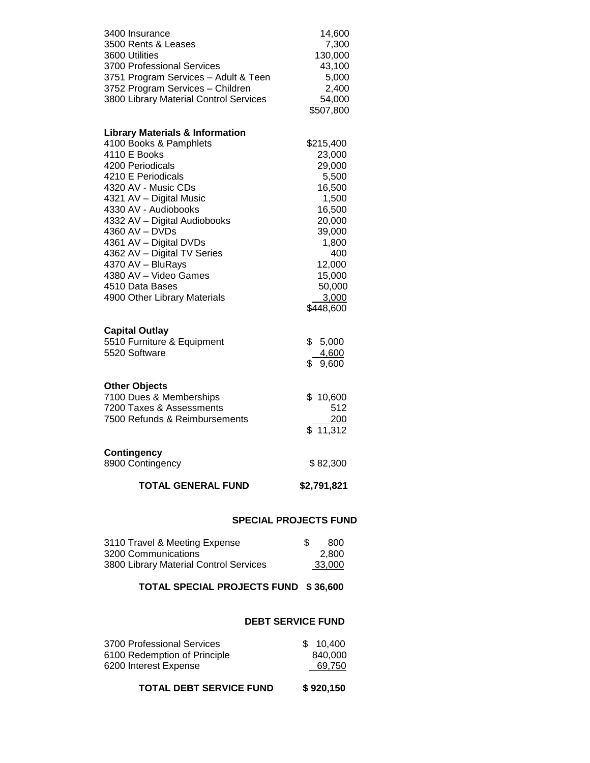| | |
|---|---|
| 3400 Insurance | 14,600 |
| 3500 Rents & Leases | 7,300 |
| 3600 Utilities | 130,000 |
| 3700 Professional Services | 43,100 |
| 3751 Program Services – Adult & Teen | 5,000 |
| 3752 Program Services – Children | 2,400 |
| 3800 Library Material Control Services | 54,000 |
| | $507,800 |

**Library Materials & Information**

| | |
|---|---|
| 4100 Books & Pamphlets | $215,400 |
| 4110 E Books | 23,000 |
| 4200 Periodicals | 29,000 |
| 4210 E Periodicals | 5,500 |
| 4320 AV - Music CDs | 16,500 |
| 4321 AV – Digital Music | 1,500 |
| 4330 AV - Audiobooks | 16,500 |
| 4332 AV – Digital Audiobooks | 20,000 |
| 4360 AV – DVDs | 39,000 |
| 4361 AV – Digital DVDs | 1,800 |
| 4362 AV – Digital TV Series | 400 |
| 4370 AV – BluRays | 12,000 |
| 4380 AV – Video Games | 15,000 |
| 4510 Data Bases | 50,000 |
| 4900 Other Library Materials | 3,000 |
| | $448,600 |

**Capital Outlay**

| | |
|---|---|
| 5510 Furniture & Equipment | $ 5,000 |
| 5520 Software | 4,600 |
| | $ 9,600 |

**Other Objects**

| | |
|---|---|
| 7100 Dues & Memberships | $ 10,600 |
| 7200 Taxes & Assessments | 512 |
| 7500 Refunds & Reimbursements | 200 |
| | $ 11,312 |

**Contingency**

| | |
|---|---|
| 8900 Contingency | $ 82,300 |

**TOTAL GENERAL FUND $2,791,821**

## SPECIAL PROJECTS FUND

| | |
|---|---|
| 3110 Travel & Meeting Expense | $ 800 |
| 3200 Communications | 2,800 |
| 3800 Library Material Control Services | 33,000 |

**TOTAL SPECIAL PROJECTS FUND $ 36,600**

## DEBT SERVICE FUND

| | |
|---|---|
| 3700 Professional Services | $ 10,400 |
| 6100 Redemption of Principle | 840,000 |
| 6200 Interest Expense | 69,750 |

**TOTAL DEBT SERVICE FUND $ 920,150**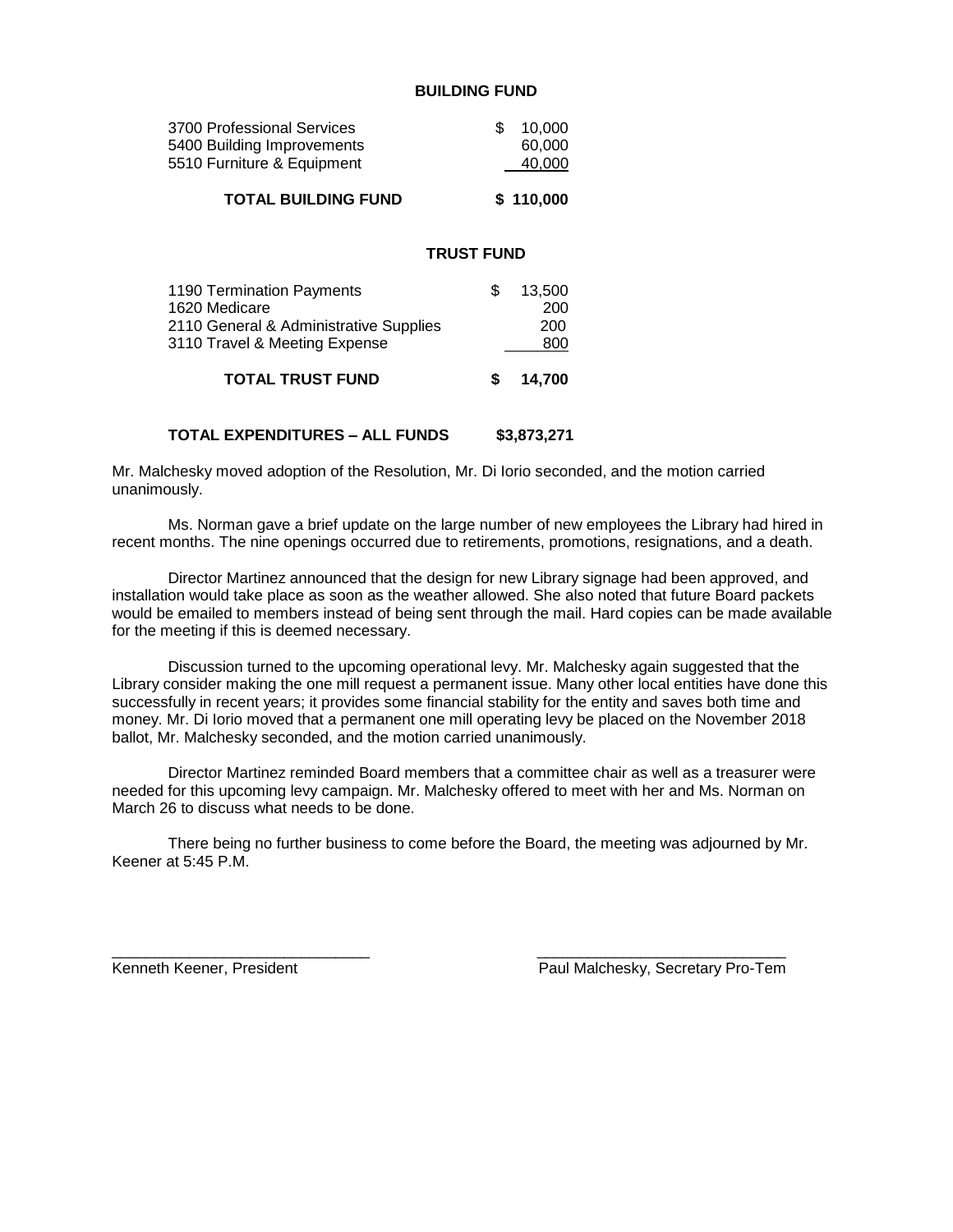### BUILDING FUND

| | |
|---|---|
| 3700 Professional Services | $ 10,000 |
| 5400 Building Improvements | 60,000 |
| 5510 Furniture & Equipment | 40,000 |
| **TOTAL BUILDING FUND** | **$ 110,000** |

### TRUST FUND

| | |
|---|---|
| 1190 Termination Payments | $ 13,500 |
| 1620 Medicare | 200 |
| 2110 General & Administrative Supplies | 200 |
| 3110 Travel & Meeting Expense | 800 |
| **TOTAL TRUST FUND** | **$ 14,700** |

**TOTAL EXPENDITURES – ALL FUNDS $3,873,271**

Mr. Malchesky moved adoption of the Resolution, Mr. Di Iorio seconded, and the motion carried unanimously.

Ms. Norman gave a brief update on the large number of new employees the Library had hired in recent months. The nine openings occurred due to retirements, promotions, resignations, and a death.

Director Martinez announced that the design for new Library signage had been approved, and installation would take place as soon as the weather allowed. She also noted that future Board packets would be emailed to members instead of being sent through the mail. Hard copies can be made available for the meeting if this is deemed necessary.

Discussion turned to the upcoming operational levy. Mr. Malchesky again suggested that the Library consider making the one mill request a permanent issue. Many other local entities have done this successfully in recent years; it provides some financial stability for the entity and saves both time and money. Mr. Di Iorio moved that a permanent one mill operating levy be placed on the November 2018 ballot, Mr. Malchesky seconded, and the motion carried unanimously.

Director Martinez reminded Board members that a committee chair as well as a treasurer were needed for this upcoming levy campaign. Mr. Malchesky offered to meet with her and Ms. Norman on March 26 to discuss what needs to be done.

There being no further business to come before the Board, the meeting was adjourned by Mr. Keener at 5:45 P.M.

\_\_\_\_\_\_\_\_\_\_\_\_\_\_\_\_\_\_\_\_\_\_\_\_\_\_\_\_\_\_
Kenneth Keener, President

\_\_\_\_\_\_\_\_\_\_\_\_\_\_\_\_\_\_\_\_\_\_\_\_\_\_\_\_\_\_
Paul Malchesky, Secretary Pro-Tem